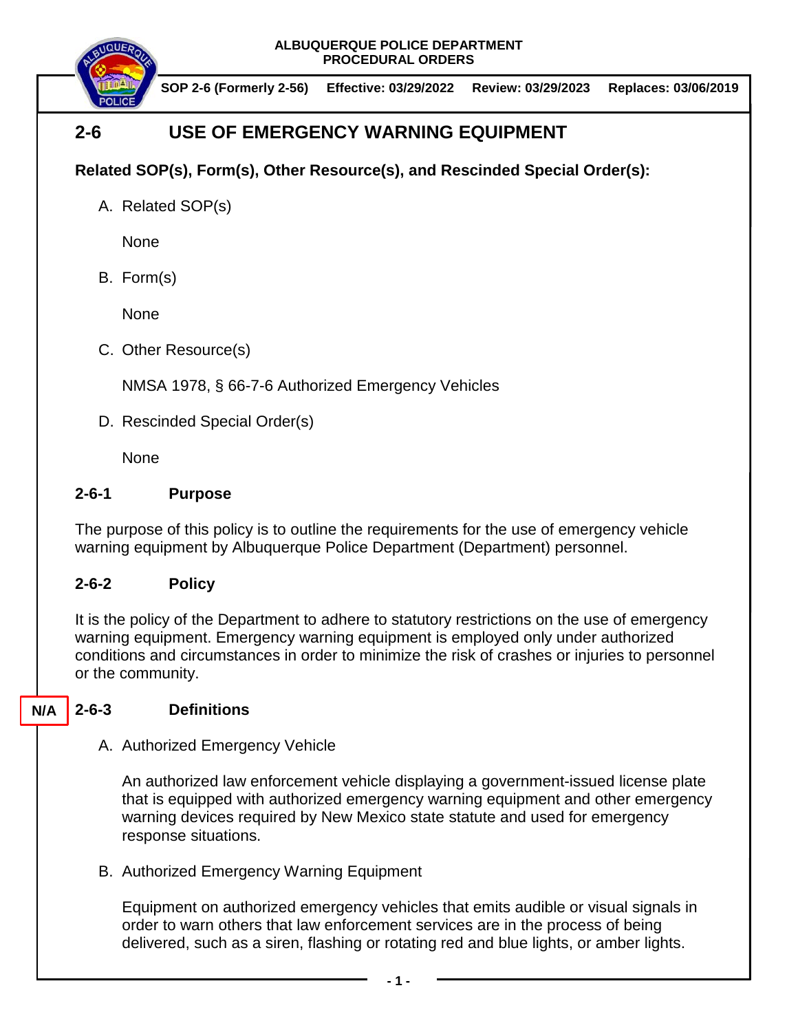ALBUQUERQUE POLICE DEPARTMENT
PROCEDURAL ORDERS

**SOP 2-6 (Formerly 2-56)** **Effective: 03/29/2022** **Review: 03/29/2023** **Replaces: 03/06/2019**

# 2-6 USE OF EMERGENCY WARNING EQUIPMENT

**Related SOP(s), Form(s), Other Resource(s), and Rescinded Special Order(s):**

A. Related SOP(s)

None

B. Form(s)

None

C. Other Resource(s)

NMSA 1978, § 66-7-6 Authorized Emergency Vehicles

D. Rescinded Special Order(s)

None

## 2-6-1 Purpose

The purpose of this policy is to outline the requirements for the use of emergency vehicle warning equipment by Albuquerque Police Department (Department) personnel.

## 2-6-2 Policy

It is the policy of the Department to adhere to statutory restrictions on the use of emergency warning equipment. Emergency warning equipment is employed only under authorized conditions and circumstances in order to minimize the risk of crashes or injuries to personnel or the community.

## N/A 2-6-3 Definitions

A. Authorized Emergency Vehicle

An authorized law enforcement vehicle displaying a government-issued license plate that is equipped with authorized emergency warning equipment and other emergency warning devices required by New Mexico state statute and used for emergency response situations.

B. Authorized Emergency Warning Equipment

Equipment on authorized emergency vehicles that emits audible or visual signals in order to warn others that law enforcement services are in the process of being delivered, such as a siren, flashing or rotating red and blue lights, or amber lights.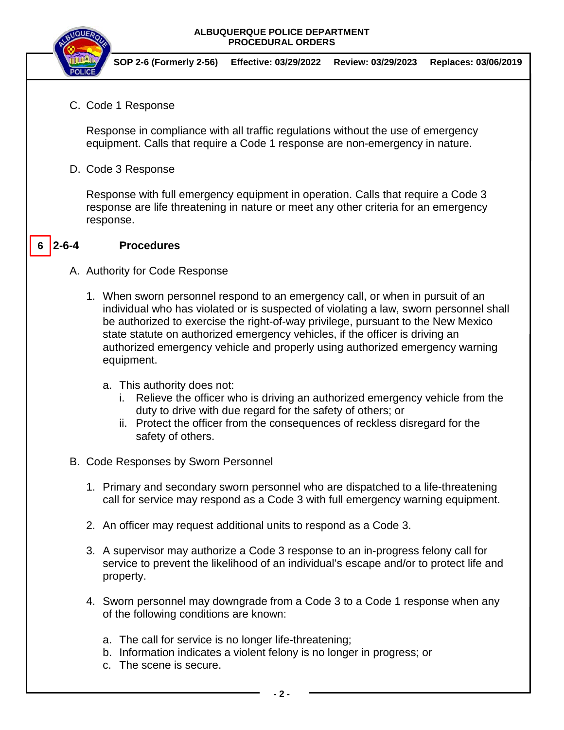C. Code 1 Response

Response in compliance with all traffic regulations without the use of emergency equipment. Calls that require a Code 1 response are non-emergency in nature.

D. Code 3 Response

Response with full emergency equipment in operation. Calls that require a Code 3 response are life threatening in nature or meet any other criteria for an emergency response.

## 6 2-6-4 Procedures

A. Authority for Code Response

1. When sworn personnel respond to an emergency call, or when in pursuit of an individual who has violated or is suspected of violating a law, sworn personnel shall be authorized to exercise the right-of-way privilege, pursuant to the New Mexico state statute on authorized emergency vehicles, if the officer is driving an authorized emergency vehicle and properly using authorized emergency warning equipment.

   a. This authority does not:
      i. Relieve the officer who is driving an authorized emergency vehicle from the duty to drive with due regard for the safety of others; or
      ii. Protect the officer from the consequences of reckless disregard for the safety of others.

B. Code Responses by Sworn Personnel

1. Primary and secondary sworn personnel who are dispatched to a life-threatening call for service may respond as a Code 3 with full emergency warning equipment.

2. An officer may request additional units to respond as a Code 3.

3. A supervisor may authorize a Code 3 response to an in-progress felony call for service to prevent the likelihood of an individual's escape and/or to protect life and property.

4. Sworn personnel may downgrade from a Code 3 to a Code 1 response when any of the following conditions are known:

   a. The call for service is no longer life-threatening;
   b. Information indicates a violent felony is no longer in progress; or
   c. The scene is secure.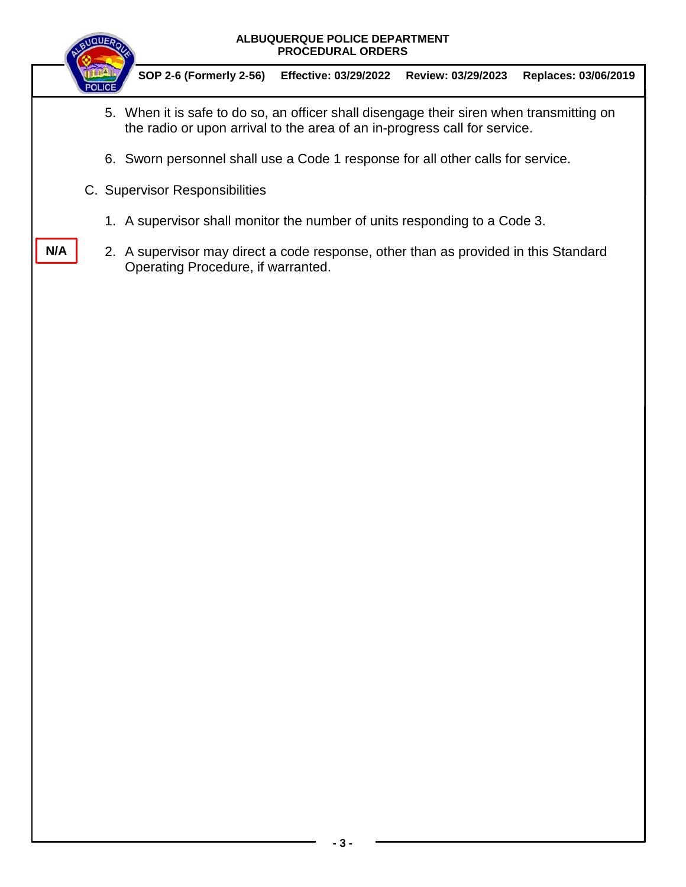5. When it is safe to do so, an officer shall disengage their siren when transmitting on the radio or upon arrival to the area of an in-progress call for service.

6. Sworn personnel shall use a Code 1 response for all other calls for service.

C. Supervisor Responsibilities

1. A supervisor shall monitor the number of units responding to a Code 3.

N/A

2. A supervisor may direct a code response, other than as provided in this Standard Operating Procedure, if warranted.